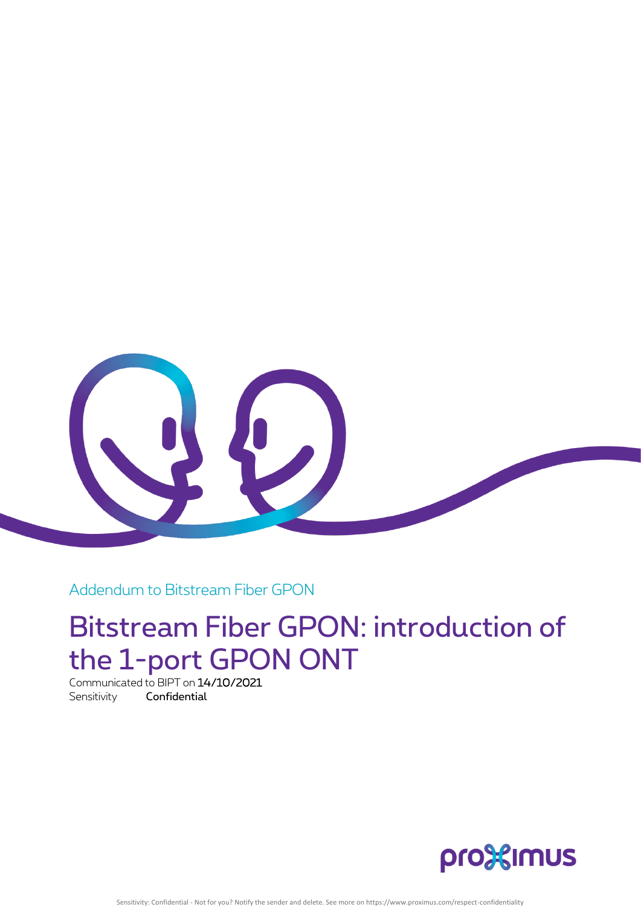Addendum to Bitstream Fiber GPON

# Bitstream Fiber GPON: introduction of the 1-port GPON ONT

Communicated to BIPT on **14/10/2021**

Sensitivity **Confidential**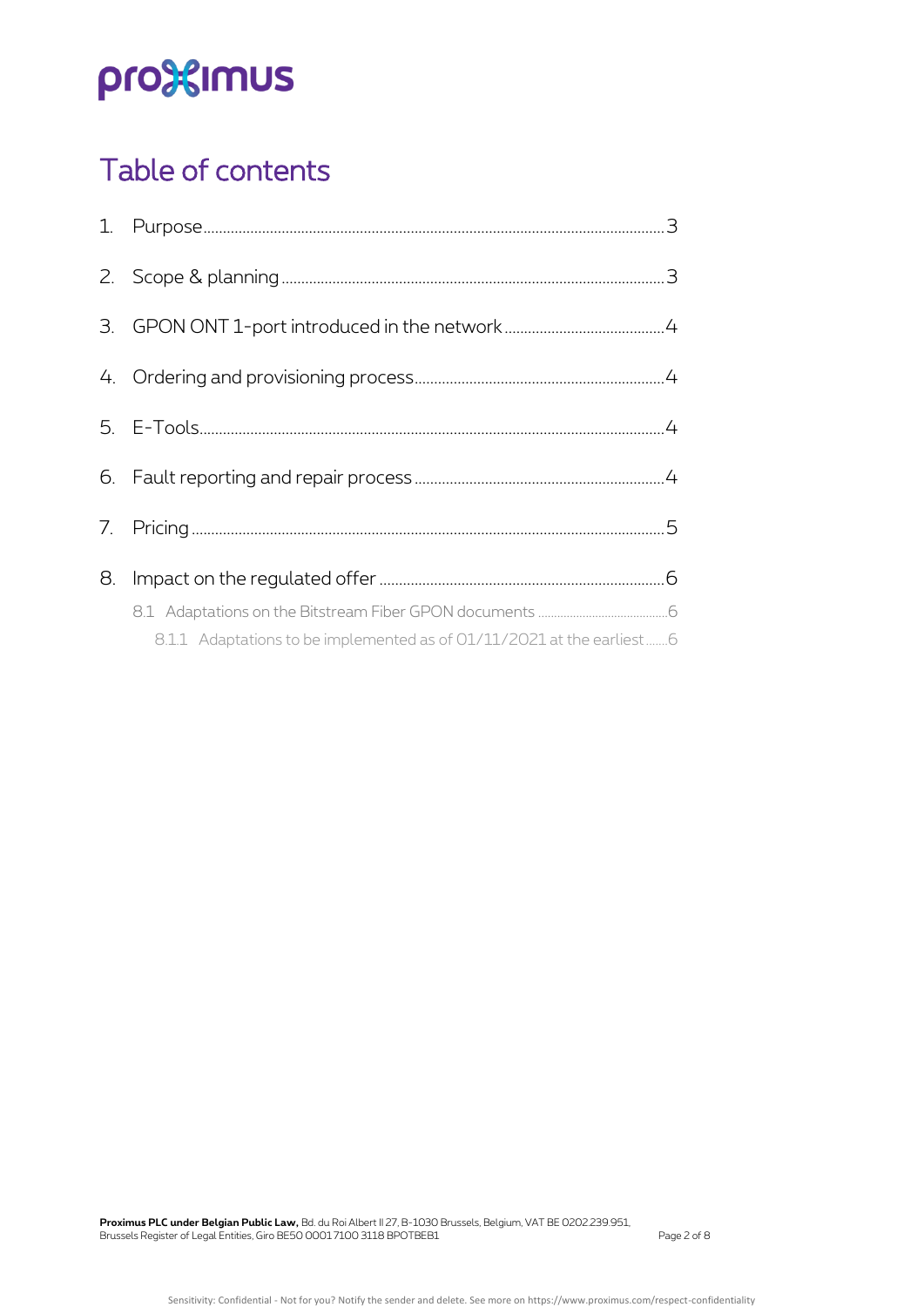# Table of contents

1. Purpose ....................................................... 3
2. Scope & planning ....................................................... 3
3. GPON ONT 1-port introduced in the network ....................................................... 4
4. Ordering and provisioning process ....................................................... 4
5. E-Tools ....................................................... 4
6. Fault reporting and repair process ....................................................... 4
7. Pricing ....................................................... 5
8. Impact on the regulated offer ....................................................... 6
   - 8.1 Adaptations on the Bitstream Fiber GPON documents ....................................................... 6
     - 8.1.1 Adaptations to be implemented as of 01/11/2021 at the earliest ....................................................... 6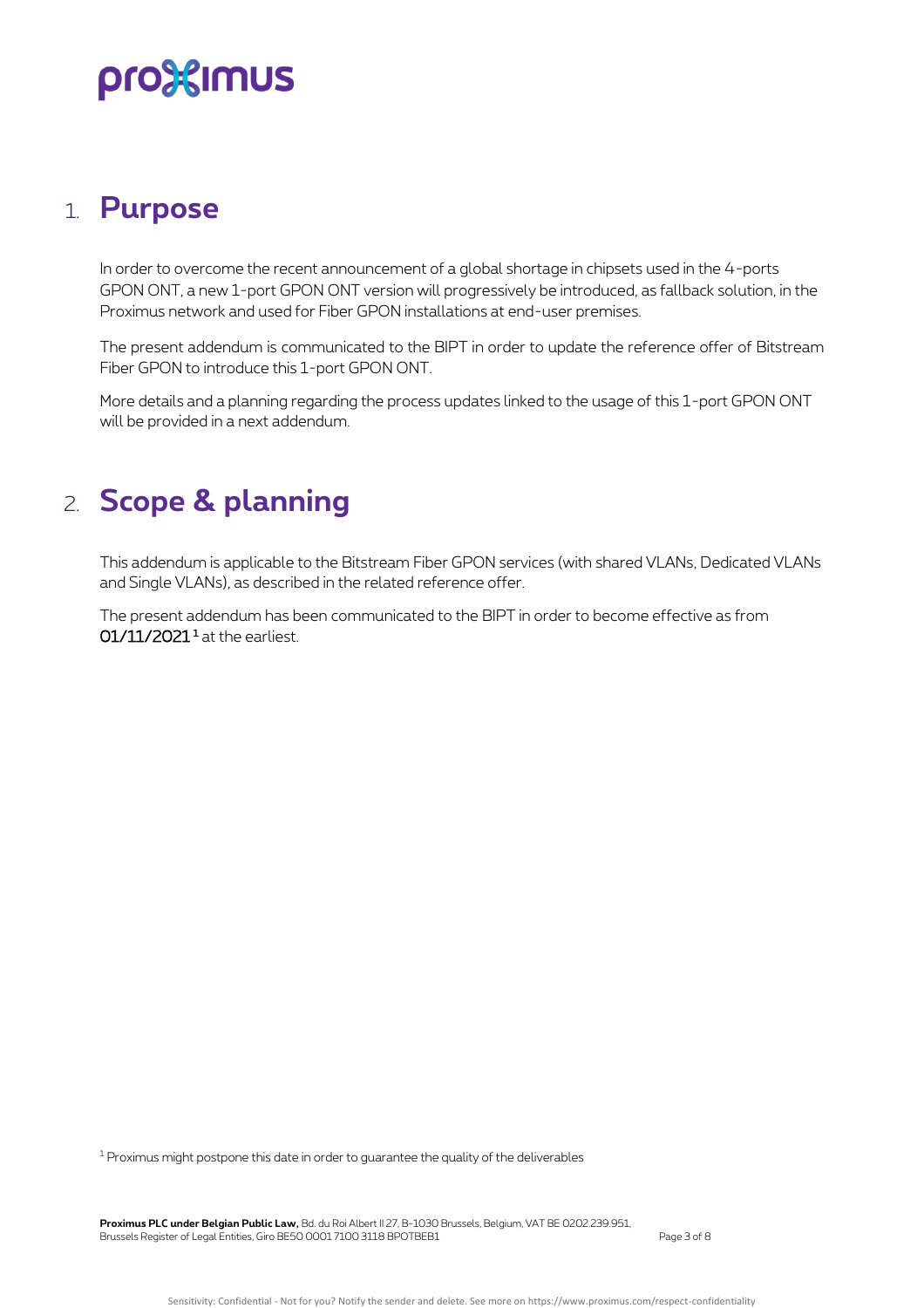# 1. Purpose

In order to overcome the recent announcement of a global shortage in chipsets used in the 4-ports GPON ONT, a new 1-port GPON ONT version will progressively be introduced, as fallback solution, in the Proximus network and used for Fiber GPON installations at end-user premises.

The present addendum is communicated to the BIPT in order to update the reference offer of Bitstream Fiber GPON to introduce this 1-port GPON ONT.

More details and a planning regarding the process updates linked to the usage of this 1-port GPON ONT will be provided in a next addendum.

# 2. Scope & planning

This addendum is applicable to the Bitstream Fiber GPON services (with shared VLANs, Dedicated VLANs and Single VLANs), as described in the related reference offer.

The present addendum has been communicated to the BIPT in order to become effective as from 01/11/2021 [1] at the earliest.

[1] Proximus might postpone this date in order to guarantee the quality of the deliverables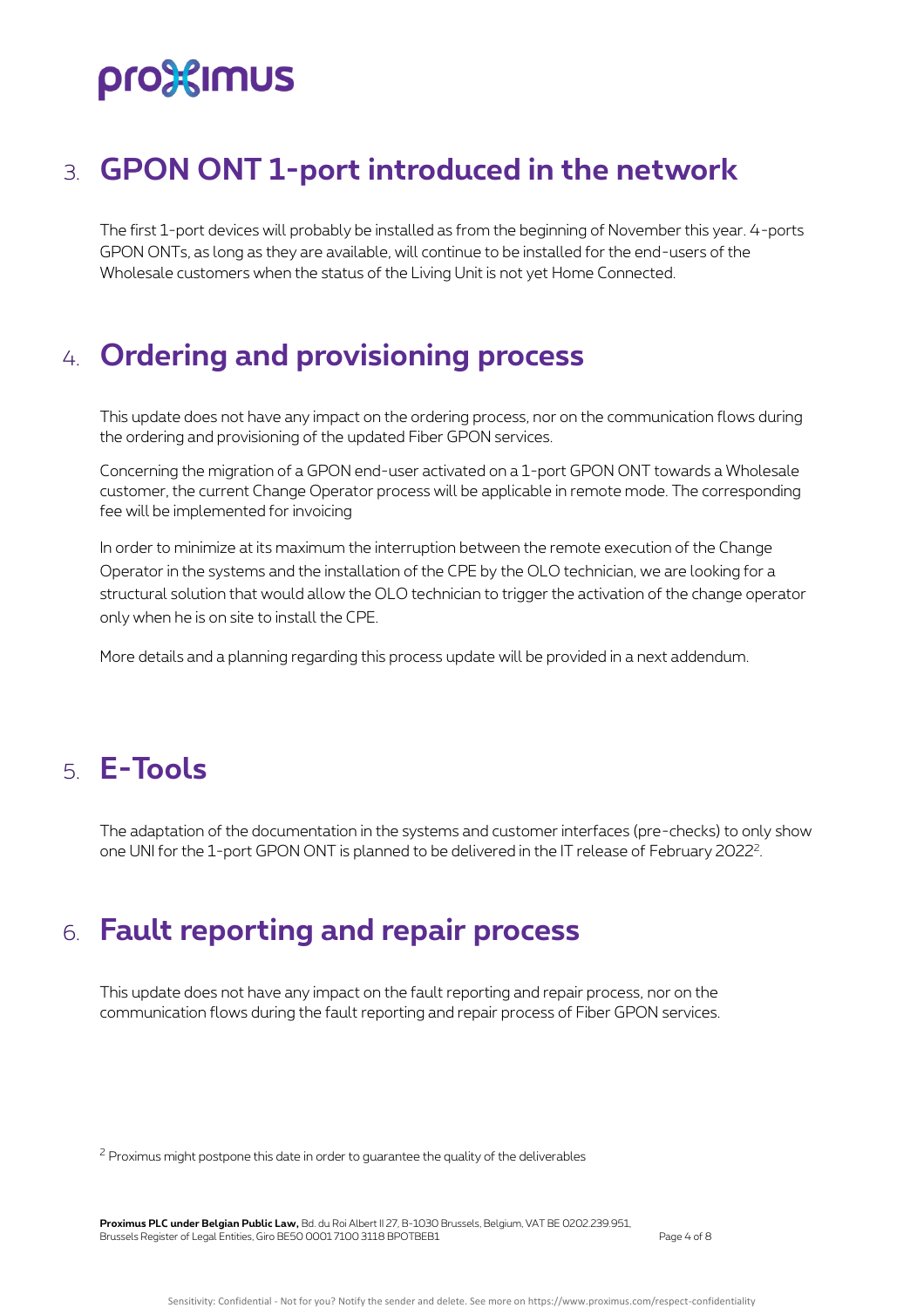# 3. GPON ONT 1-port introduced in the network

The first 1-port devices will probably be installed as from the beginning of November this year. 4-ports GPON ONTs, as long as they are available, will continue to be installed for the end-users of the Wholesale customers when the status of the Living Unit is not yet Home Connected.

# 4. Ordering and provisioning process

This update does not have any impact on the ordering process, nor on the communication flows during the ordering and provisioning of the updated Fiber GPON services.

Concerning the migration of a GPON end-user activated on a 1-port GPON ONT towards a Wholesale customer, the current Change Operator process will be applicable in remote mode. The corresponding fee will be implemented for invoicing

In order to minimize at its maximum the interruption between the remote execution of the Change Operator in the systems and the installation of the CPE by the OLO technician, we are looking for a structural solution that would allow the OLO technician to trigger the activation of the change operator only when he is on site to install the CPE.

More details and a planning regarding this process update will be provided in a next addendum.

# 5. E-Tools

The adaptation of the documentation in the systems and customer interfaces (pre-checks) to only show one UNI for the 1-port GPON ONT is planned to be delivered in the IT release of February 2022[2].

# 6. Fault reporting and repair process

This update does not have any impact on the fault reporting and repair process, nor on the communication flows during the fault reporting and repair process of Fiber GPON services.

[2] Proximus might postpone this date in order to guarantee the quality of the deliverables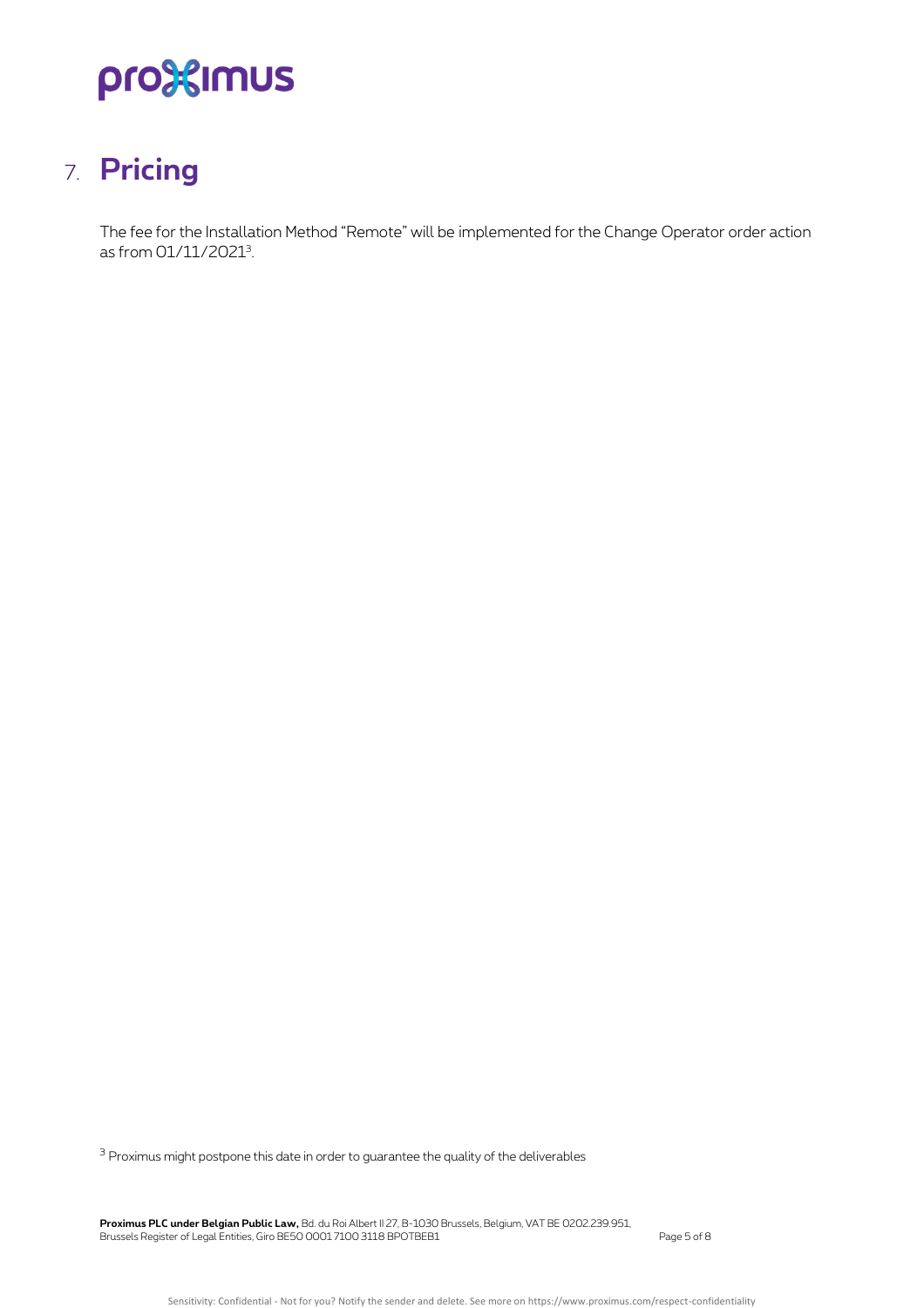## 7. Pricing

The fee for the Installation Method “Remote” will be implemented for the Change Operator order action as from 01/11/2021[3].

[3] Proximus might postpone this date in order to guarantee the quality of the deliverables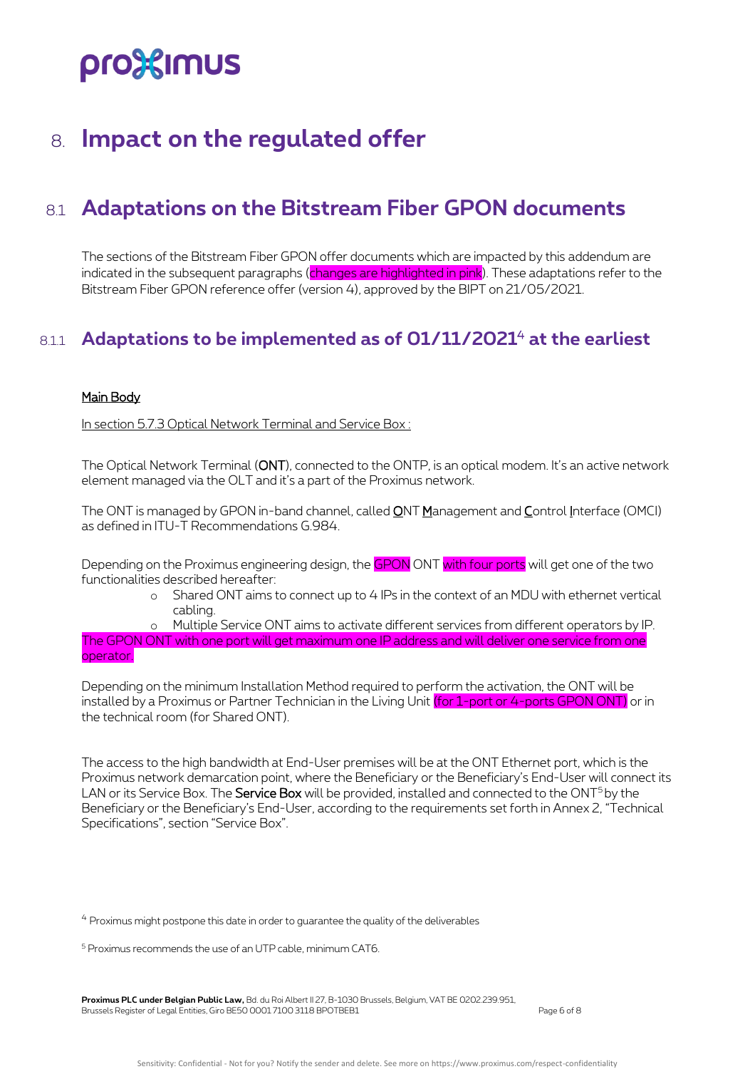# 8. Impact on the regulated offer

## 8.1 Adaptations on the Bitstream Fiber GPON documents

The sections of the Bitstream Fiber GPON offer documents which are impacted by this addendum are indicated in the subsequent paragraphs (changes are highlighted in pink). These adaptations refer to the Bitstream Fiber GPON reference offer (version 4), approved by the BIPT on 21/05/2021.

### 8.1.1 Adaptations to be implemented as of 01/11/2021[4] at the earliest

Main Body

In section 5.7.3 Optical Network Terminal and Service Box :

The Optical Network Terminal (**ONT**), connected to the ONTP, is an optical modem. It's an active network element managed via the OLT and it's a part of the Proximus network.

The ONT is managed by GPON in-band channel, called ONT Management and Control Interface (OMCI) as defined in ITU-T Recommendations G.984.

Depending on the Proximus engineering design, the GPON ONT with four ports will get one of the two functionalities described hereafter:

- Shared ONT aims to connect up to 4 IPs in the context of an MDU with ethernet vertical cabling.
- Multiple Service ONT aims to activate different services from different operators by IP.

The GPON ONT with one port will get maximum one IP address and will deliver one service from one operator.

Depending on the minimum Installation Method required to perform the activation, the ONT will be installed by a Proximus or Partner Technician in the Living Unit (for 1-port or 4-ports GPON ONT) or in the technical room (for Shared ONT).

The access to the high bandwidth at End-User premises will be at the ONT Ethernet port, which is the Proximus network demarcation point, where the Beneficiary or the Beneficiary's End-User will connect its LAN or its Service Box. The **Service Box** will be provided, installed and connected to the ONT[5] by the Beneficiary or the Beneficiary's End-User, according to the requirements set forth in Annex 2, "Technical Specifications", section "Service Box".

[4] Proximus might postpone this date in order to guarantee the quality of the deliverables

[5] Proximus recommends the use of an UTP cable, minimum CAT6.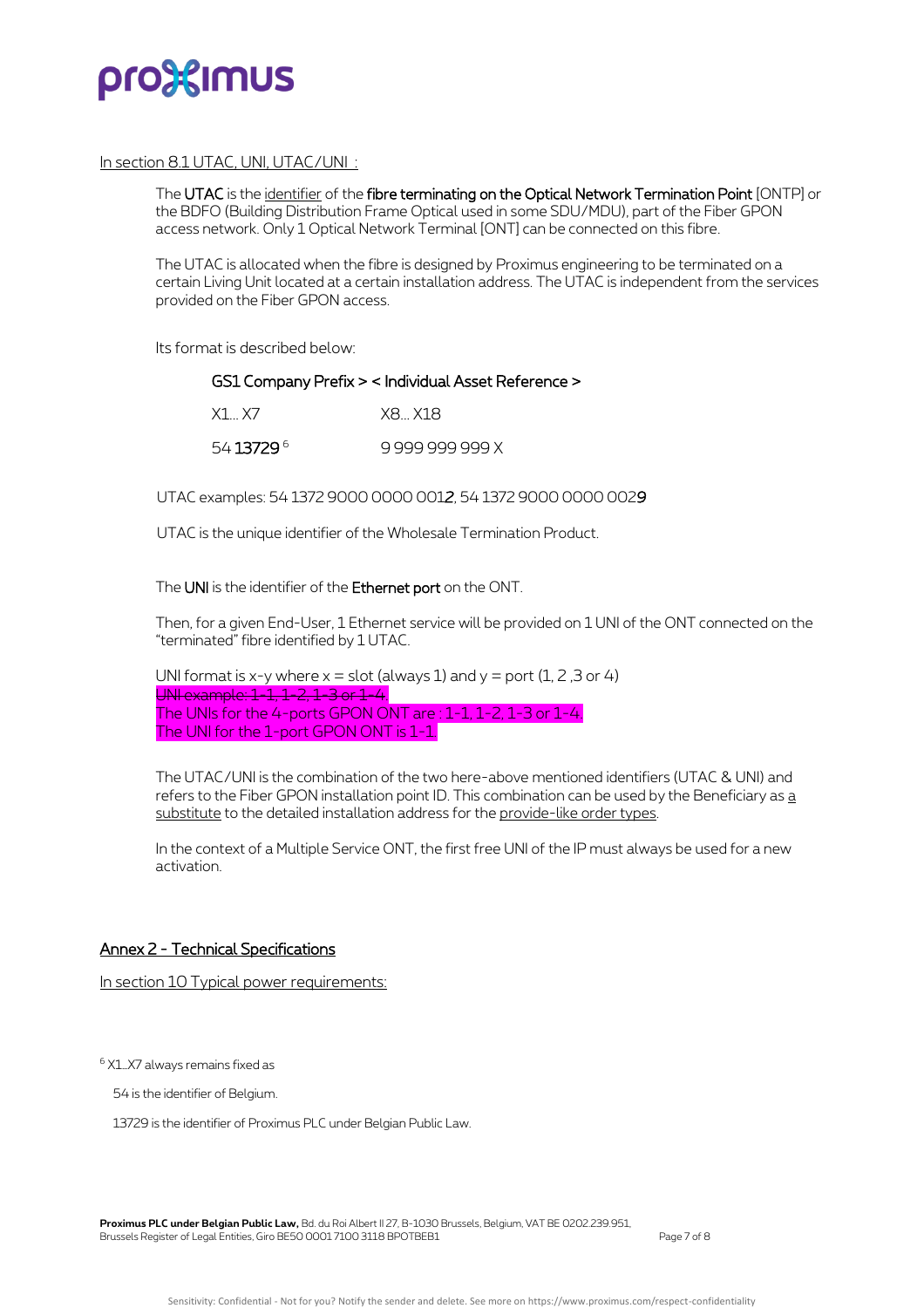In section 8.1 UTAC, UNI, UTAC/UNI :

The **UTAC** is the identifier of the **fibre terminating on the Optical Network Termination Point** [ONTP] or the BDFO (Building Distribution Frame Optical used in some SDU/MDU), part of the Fiber GPON access network. Only 1 Optical Network Terminal [ONT] can be connected on this fibre.

The UTAC is allocated when the fibre is designed by Proximus engineering to be terminated on a certain Living Unit located at a certain installation address. The UTAC is independent from the services provided on the Fiber GPON access.

Its format is described below:

| GS1 Company Prefix > | < Individual Asset Reference > |
|---|---|
| X1… X7 | X8… X18 |
| 54 **13729** [6] | 9 999 999 999 X |

UTAC examples: 54 1372 9000 0000 001*2*, 54 1372 9000 0000 002*9*

UTAC is the unique identifier of the Wholesale Termination Product.

The **UNI** is the identifier of the **Ethernet port** on the ONT.

Then, for a given End-User, 1 Ethernet service will be provided on 1 UNI of the ONT connected on the "terminated" fibre identified by 1 UTAC.

UNI format is x-y where x = slot (always 1) and y = port (1, 2 ,3 or 4)
~~UNI example: 1-1, 1-2, 1-3 or 1-4.~~
The UNIs for the 4-ports GPON ONT are : 1-1, 1-2, 1-3 or 1-4.
The UNI for the 1-port GPON ONT is 1-1.

The UTAC/UNI is the combination of the two here-above mentioned identifiers (UTAC & UNI) and refers to the Fiber GPON installation point ID. This combination can be used by the Beneficiary as a substitute to the detailed installation address for the provide-like order types.

In the context of a Multiple Service ONT, the first free UNI of the IP must always be used for a new activation.

## Annex 2 - Technical Specifications

In section 10 Typical power requirements:

[6] X1…X7 always remains fixed as

54 is the identifier of Belgium.

13729 is the identifier of Proximus PLC under Belgian Public Law.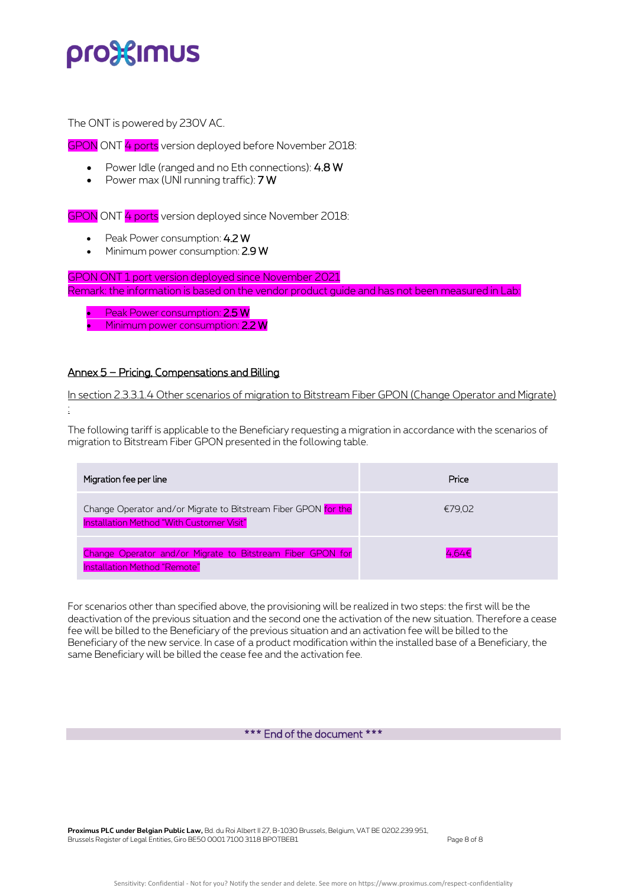The ONT is powered by 230V AC.

GPON ONT 4 ports version deployed before November 2018:

- Power Idle (ranged and no Eth connections): **4.8 W**
- Power max (UNI running traffic): **7 W**

GPON ONT 4 ports version deployed since November 2018:

- Peak Power consumption: **4.2 W**
- Minimum power consumption: **2.9 W**

GPON ONT 1 port version deployed since November 2021
Remark: the information is based on the vendor product guide and has not been measured in Lab.

- Peak Power consumption: **2.5 W**
- Minimum power consumption: **2.2 W**

## Annex 5 – Pricing, Compensations and Billing

In section 2.3.3.1.4 Other scenarios of migration to Bitstream Fiber GPON (Change Operator and Migrate) :

The following tariff is applicable to the Beneficiary requesting a migration in accordance with the scenarios of migration to Bitstream Fiber GPON presented in the following table.

| Migration fee per line | Price |
| --- | --- |
| Change Operator and/or Migrate to Bitstream Fiber GPON for the Installation Method "With Customer Visit" | €79,02 |
| Change Operator and/or Migrate to Bitstream Fiber GPON for Installation Method "Remote" | 4.64€ |

For scenarios other than specified above, the provisioning will be realized in two steps: the first will be the deactivation of the previous situation and the second one the activation of the new situation. Therefore a cease fee will be billed to the Beneficiary of the previous situation and an activation fee will be billed to the Beneficiary of the new service. In case of a product modification within the installed base of a Beneficiary, the same Beneficiary will be billed the cease fee and the activation fee.

\*\*\* End of the document \*\*\*